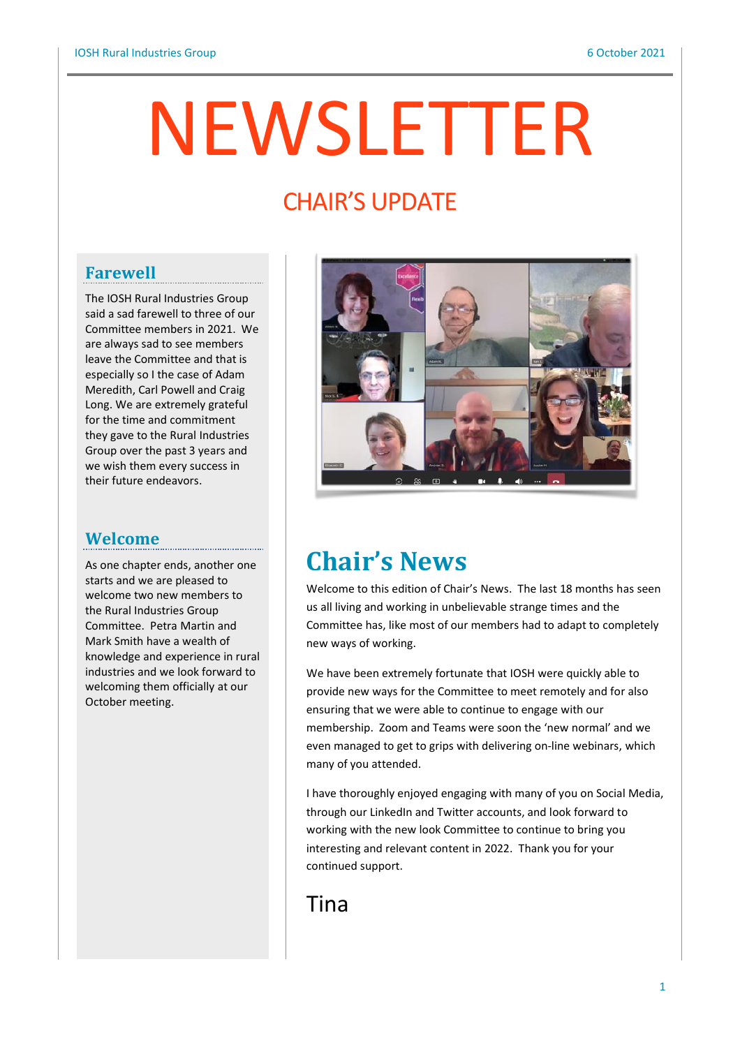# NEWSLETTER

## CHAIR'S UPDATE

### Farewell

The IOSH Rural Industries Group said a sad farewell to three of our Committee members in 2021. We are always sad to see members leave the Committee and that is especially so I the case of Adam Meredith, Carl Powell and Craig Long. We are extremely grateful for the time and commitment they gave to the Rural Industries Group over the past 3 years and we wish them every success in their future endeavors.

### Welcome

As one chapter ends, another one starts and we are pleased to welcome two new members to the Rural Industries Group Committee. Petra Martin and Mark Smith have a wealth of knowledge and experience in rural industries and we look forward to welcoming them officially at our October meeting.

## Chair's News

Welcome to this edition of Chair's News. The last 18 months has seen us all living and working in unbelievable strange times and the Committee has, like most of our members had to adapt to completely new ways of working.

We have been extremely fortunate that IOSH were quickly able to provide new ways for the Committee to meet remotely and for also ensuring that we were able to continue to engage with our membership. Zoom and Teams were soon the 'new normal' and we even managed to get to grips with delivering on-line webinars, which many of you attended.

I have thoroughly enjoyed engaging with many of you on Social Media, through our LinkedIn and Twitter accounts, and look forward to working with the new look Committee to continue to bring you interesting and relevant content in 2022. Thank you for your continued support.

Tina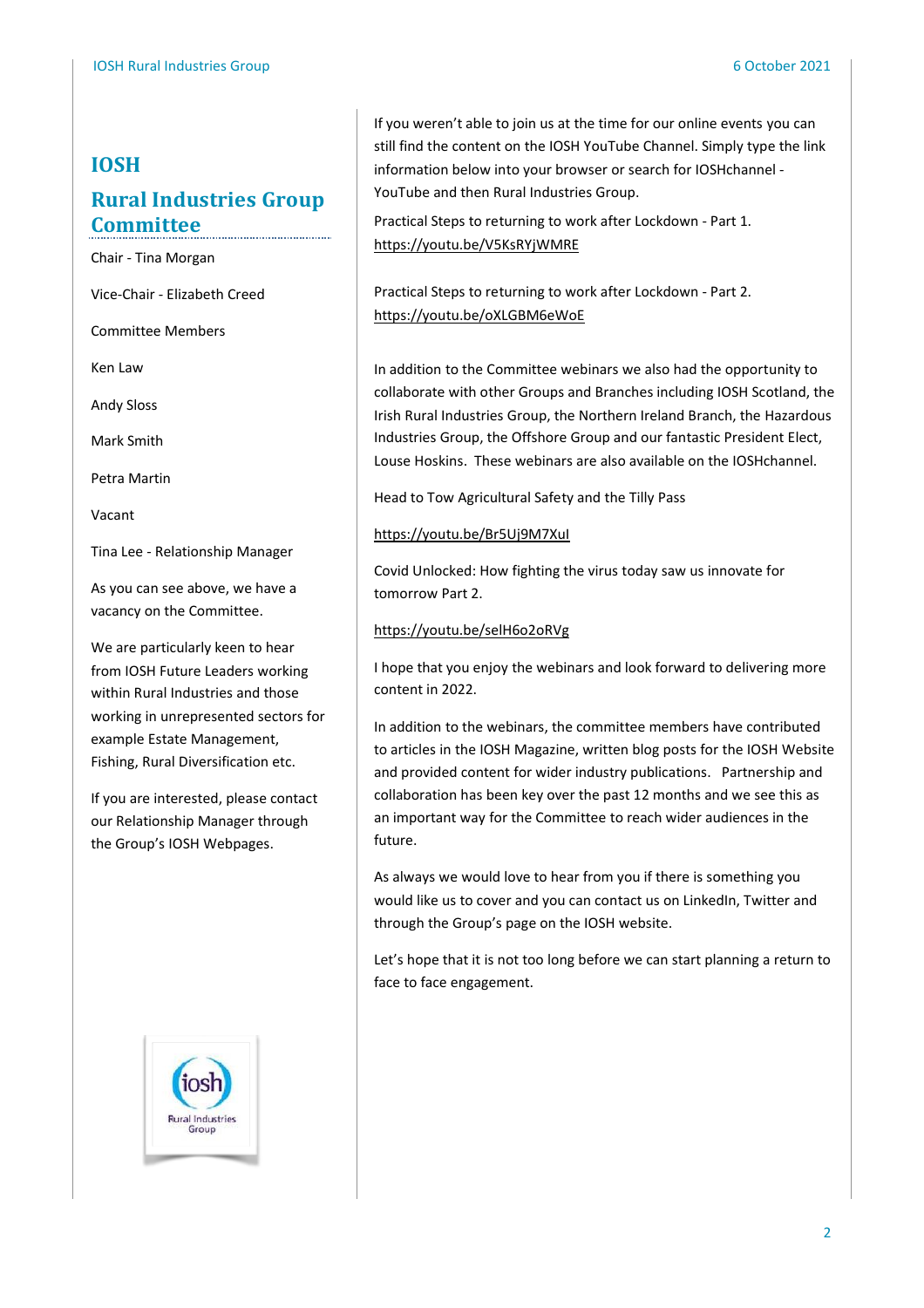# IOSH

## Rural Industries Group Committee

Chair - Tina Morgan

Vice-Chair - Elizabeth Creed

Committee Members

Ken Law

Andy Sloss

Mark Smith

Petra Martin

Vacant

Tina Lee - Relationship Manager

As you can see above, we have a vacancy on the Committee.

We are particularly keen to hear from IOSH Future Leaders working within Rural Industries and those working in unrepresented sectors for example Estate Management, Fishing, Rural Diversification etc.

If you are interested, please contact our Relationship Manager through the Group's IOSH Webpages.

If you weren't able to join us at the time for our online events you can still find the content on the IOSH YouTube Channel. Simply type the link information below into your browser or search for IOSHchannel - YouTube and then Rural Industries Group.

Practical Steps to returning to work after Lockdown - Part 1.
https://youtu.be/V5KsRYjWMRE

Practical Steps to returning to work after Lockdown - Part 2.
https://youtu.be/oXLGBM6eWoE

In addition to the Committee webinars we also had the opportunity to collaborate with other Groups and Branches including IOSH Scotland, the Irish Rural Industries Group, the Northern Ireland Branch, the Hazardous Industries Group, the Offshore Group and our fantastic President Elect, Louse Hoskins. These webinars are also available on the IOSHchannel.

Head to Tow Agricultural Safety and the Tilly Pass

https://youtu.be/Br5Uj9M7XuI

Covid Unlocked: How fighting the virus today saw us innovate for tomorrow Part 2.

https://youtu.be/selH6o2oRVg

I hope that you enjoy the webinars and look forward to delivering more content in 2022.

In addition to the webinars, the committee members have contributed to articles in the IOSH Magazine, written blog posts for the IOSH Website and provided content for wider industry publications. Partnership and collaboration has been key over the past 12 months and we see this as an important way for the Committee to reach wider audiences in the future.

As always we would love to hear from you if there is something you would like us to cover and you can contact us on LinkedIn, Twitter and through the Group's page on the IOSH website.

Let's hope that it is not too long before we can start planning a return to face to face engagement.